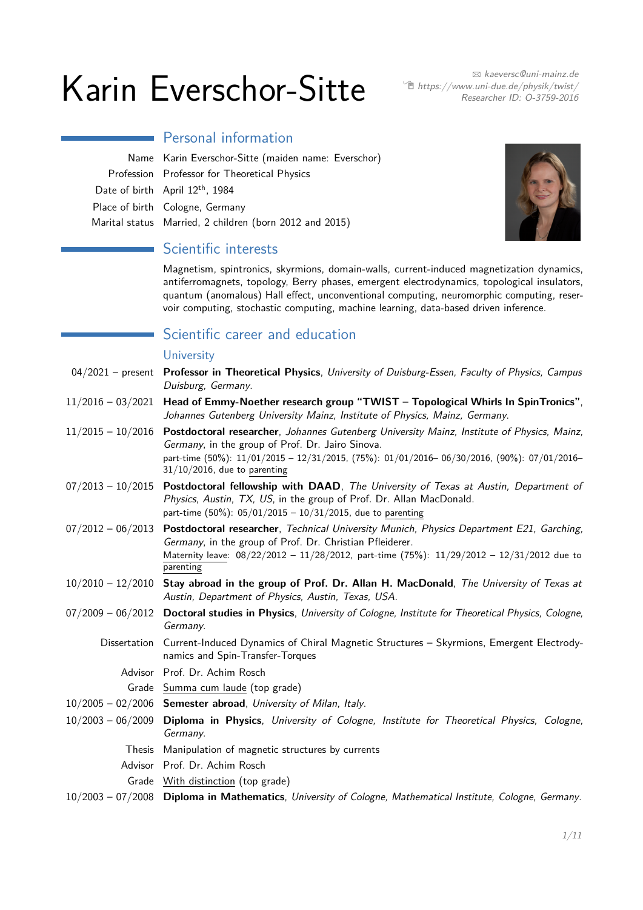# Karin Everschor-Sitte

✉ kaeversc@uni-mainz.de
https://www.uni-due.de/physik/twist/
Researcher ID: O-3759-2016

## Personal information

Name Karin Everschor-Sitte (maiden name: Everschor)
Profession Professor for Theoretical Physics
Date of birth April 12th, 1984
Place of birth Cologne, Germany
Marital status Married, 2 children (born 2012 and 2015)

## Scientific interests

Magnetism, spintronics, skyrmions, domain-walls, current-induced magnetization dynamics, antiferromagnets, topology, Berry phases, emergent electrodynamics, topological insulators, quantum (anomalous) Hall effect, unconventional computing, neuromorphic computing, reservoir computing, stochastic computing, machine learning, data-based driven inference.

## Scientific career and education

### University

04/2021 – present **Professor in Theoretical Physics**, *University of Duisburg-Essen, Faculty of Physics, Campus Duisburg, Germany.*

11/2016 – 03/2021 **Head of Emmy-Noether research group "TWIST – Topological Whirls In SpinTronics"**, *Johannes Gutenberg University Mainz, Institute of Physics, Mainz, Germany.*

11/2015 – 10/2016 **Postdoctoral researcher**, *Johannes Gutenberg University Mainz, Institute of Physics, Mainz, Germany*, in the group of Prof. Dr. Jairo Sinova.
part-time (50%): 11/01/2015 – 12/31/2015, (75%): 01/01/2016– 06/30/2016, (90%): 07/01/2016– 31/10/2016, due to parenting

07/2013 – 10/2015 **Postdoctoral fellowship with DAAD**, *The University of Texas at Austin, Department of Physics, Austin, TX, US*, in the group of Prof. Dr. Allan MacDonald.
part-time (50%): 05/01/2015 – 10/31/2015, due to parenting

07/2012 – 06/2013 **Postdoctoral researcher**, *Technical University Munich, Physics Department E21, Garching, Germany*, in the group of Prof. Dr. Christian Pfleiderer.
Maternity leave: 08/22/2012 – 11/28/2012, part-time (75%): 11/29/2012 – 12/31/2012 due to parenting

10/2010 – 12/2010 **Stay abroad in the group of Prof. Dr. Allan H. MacDonald**, *The University of Texas at Austin, Department of Physics, Austin, Texas, USA.*

07/2009 – 06/2012 **Doctoral studies in Physics**, *University of Cologne, Institute for Theoretical Physics, Cologne, Germany.*

Dissertation Current-Induced Dynamics of Chiral Magnetic Structures – Skyrmions, Emergent Electrodynamics and Spin-Transfer-Torques
Advisor Prof. Dr. Achim Rosch
Grade Summa cum laude (top grade)

10/2005 – 02/2006 **Semester abroad**, *University of Milan, Italy.*

10/2003 – 06/2009 **Diploma in Physics**, *University of Cologne, Institute for Theoretical Physics, Cologne, Germany.*

Thesis Manipulation of magnetic structures by currents
Advisor Prof. Dr. Achim Rosch
Grade With distinction (top grade)

10/2003 – 07/2008 **Diploma in Mathematics**, *University of Cologne, Mathematical Institute, Cologne, Germany.*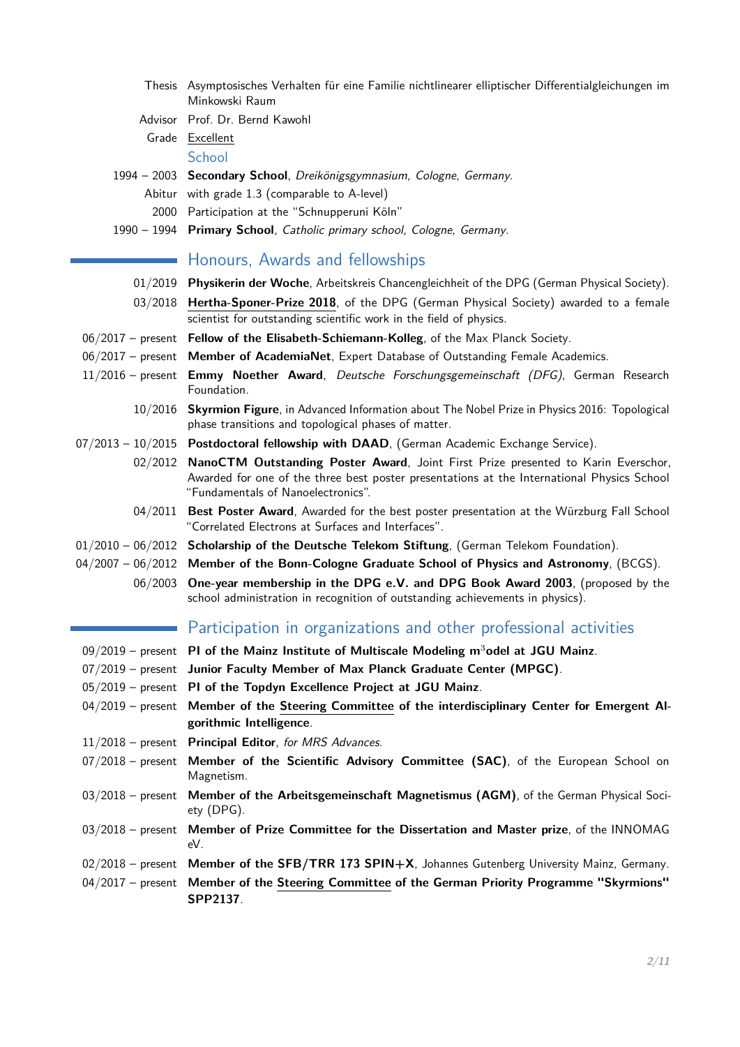Thesis Asymptosisches Verhalten für eine Familie nichtlinearer elliptischer Differentialgleichungen im Minkowski Raum

Advisor Prof. Dr. Bernd Kawohl

Grade Excellent

## School

1994 – 2003 **Secondary School**, *Dreikönigsgymnasium, Cologne, Germany.*

Abitur with grade 1.3 (comparable to A-level)

2000 Participation at the "Schnupperuni Köln"

1990 – 1994 **Primary School**, *Catholic primary school, Cologne, Germany.*

## Honours, Awards and fellowships

01/2019 **Physikerin der Woche**, Arbeitskreis Chancengleichheit of the DPG (German Physical Society).

03/2018 **Hertha-Sponer-Prize 2018**, of the DPG (German Physical Society) awarded to a female scientist for outstanding scientific work in the field of physics.

06/2017 – present **Fellow of the Elisabeth-Schiemann-Kolleg**, of the Max Planck Society.

06/2017 – present **Member of AcademiaNet**, Expert Database of Outstanding Female Academics.

11/2016 – present **Emmy Noether Award**, *Deutsche Forschungsgemeinschaft (DFG)*, German Research Foundation.

10/2016 **Skyrmion Figure**, in Advanced Information about The Nobel Prize in Physics 2016: Topological phase transitions and topological phases of matter.

07/2013 – 10/2015 **Postdoctoral fellowship with DAAD**, (German Academic Exchange Service).

02/2012 **NanoCTM Outstanding Poster Award**, Joint First Prize presented to Karin Everschor, Awarded for one of the three best poster presentations at the International Physics School "Fundamentals of Nanoelectronics".

04/2011 **Best Poster Award**, Awarded for the best poster presentation at the Würzburg Fall School "Correlated Electrons at Surfaces and Interfaces".

01/2010 – 06/2012 **Scholarship of the Deutsche Telekom Stiftung**, (German Telekom Foundation).

04/2007 – 06/2012 **Member of the Bonn-Cologne Graduate School of Physics and Astronomy**, (BCGS).

06/2003 **One-year membership in the DPG e.V. and DPG Book Award 2003**, (proposed by the school administration in recognition of outstanding achievements in physics).

## Participation in organizations and other professional activities

09/2019 – present **PI of the Mainz Institute of Multiscale Modeling m$^3$odel at JGU Mainz**.

07/2019 – present **Junior Faculty Member of Max Planck Graduate Center (MPGC)**.

05/2019 – present **PI of the Topdyn Excellence Project at JGU Mainz**.

04/2019 – present **Member of the Steering Committee of the interdisciplinary Center for Emergent Algorithmic Intelligence**.

11/2018 – present **Principal Editor**, *for MRS Advances.*

07/2018 – present **Member of the Scientific Advisory Committee (SAC)**, of the European School on Magnetism.

03/2018 – present **Member of the Arbeitsgemeinschaft Magnetismus (AGM)**, of the German Physical Society (DPG).

03/2018 – present **Member of Prize Committee for the Dissertation and Master prize**, of the INNOMAG eV.

02/2018 – present **Member of the SFB/TRR 173 SPIN+X**, Johannes Gutenberg University Mainz, Germany.

04/2017 – present **Member of the Steering Committee of the German Priority Programme "Skyrmions" SPP2137**.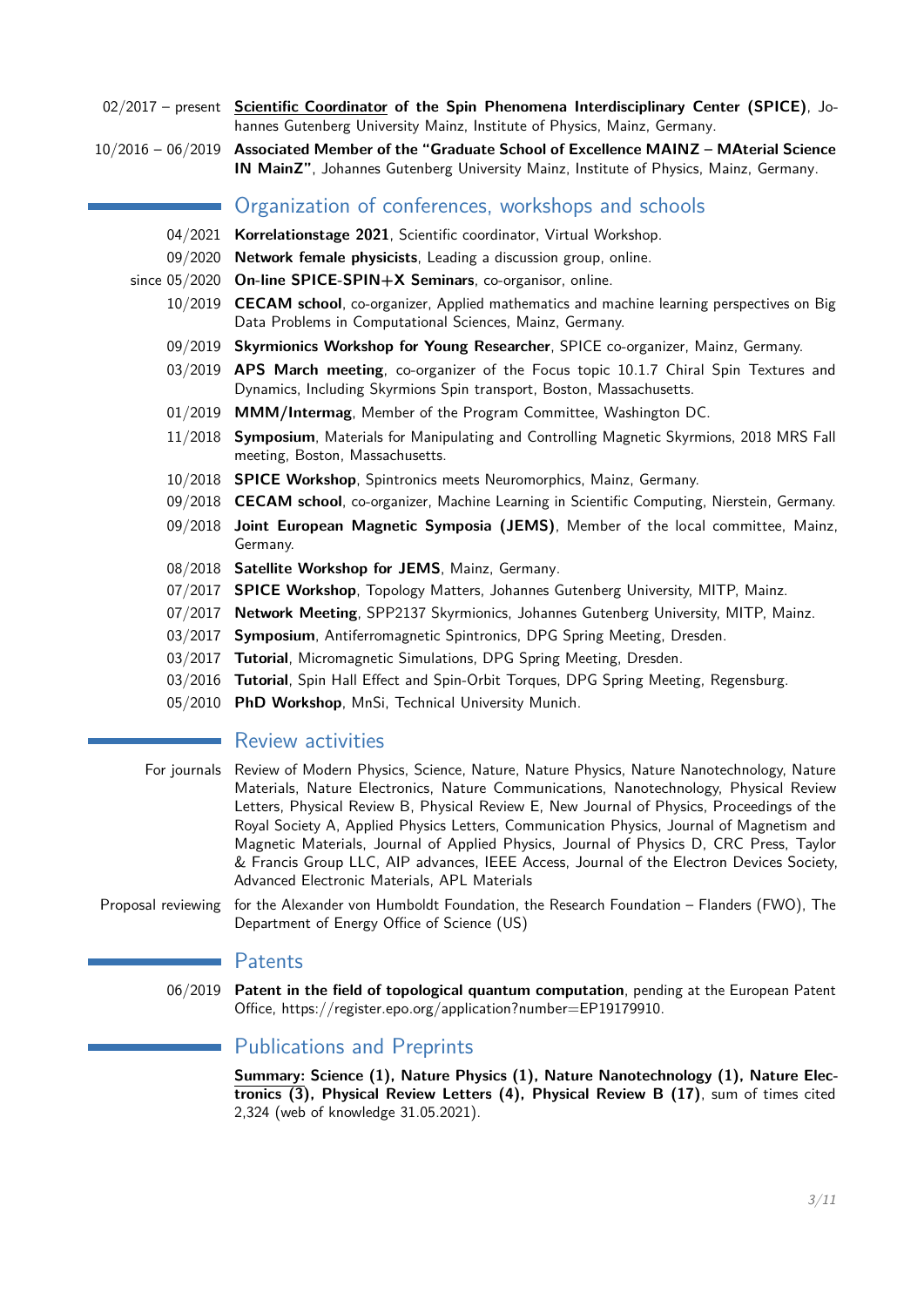02/2017 – present **Scientific Coordinator of the Spin Phenomena Interdisciplinary Center (SPICE)**, Johannes Gutenberg University Mainz, Institute of Physics, Mainz, Germany.

10/2016 – 06/2019 **Associated Member of the "Graduate School of Excellence MAINZ – MAterial Science IN MainZ"**, Johannes Gutenberg University Mainz, Institute of Physics, Mainz, Germany.

## Organization of conferences, workshops and schools

04/2021 **Korrelationstage 2021**, Scientific coordinator, Virtual Workshop.

09/2020 **Network female physicists**, Leading a discussion group, online.

since 05/2020 **On-line SPICE-SPIN+X Seminars**, co-organisor, online.

10/2019 **CECAM school**, co-organizer, Applied mathematics and machine learning perspectives on Big Data Problems in Computational Sciences, Mainz, Germany.

09/2019 **Skyrmionics Workshop for Young Researcher**, SPICE co-organizer, Mainz, Germany.

03/2019 **APS March meeting**, co-organizer of the Focus topic 10.1.7 Chiral Spin Textures and Dynamics, Including Skyrmions Spin transport, Boston, Massachusetts.

01/2019 **MMM/Intermag**, Member of the Program Committee, Washington DC.

11/2018 **Symposium**, Materials for Manipulating and Controlling Magnetic Skyrmions, 2018 MRS Fall meeting, Boston, Massachusetts.

10/2018 **SPICE Workshop**, Spintronics meets Neuromorphics, Mainz, Germany.

09/2018 **CECAM school**, co-organizer, Machine Learning in Scientific Computing, Nierstein, Germany.

09/2018 **Joint European Magnetic Symposia (JEMS)**, Member of the local committee, Mainz, Germany.

08/2018 **Satellite Workshop for JEMS**, Mainz, Germany.

07/2017 **SPICE Workshop**, Topology Matters, Johannes Gutenberg University, MITP, Mainz.

07/2017 **Network Meeting**, SPP2137 Skyrmionics, Johannes Gutenberg University, MITP, Mainz.

03/2017 **Symposium**, Antiferromagnetic Spintronics, DPG Spring Meeting, Dresden.

03/2017 **Tutorial**, Micromagnetic Simulations, DPG Spring Meeting, Dresden.

03/2016 **Tutorial**, Spin Hall Effect and Spin-Orbit Torques, DPG Spring Meeting, Regensburg.

05/2010 **PhD Workshop**, MnSi, Technical University Munich.

## Review activities

For journals Review of Modern Physics, Science, Nature, Nature Physics, Nature Nanotechnology, Nature Materials, Nature Electronics, Nature Communications, Nanotechnology, Physical Review Letters, Physical Review B, Physical Review E, New Journal of Physics, Proceedings of the Royal Society A, Applied Physics Letters, Communication Physics, Journal of Magnetism and Magnetic Materials, Journal of Applied Physics, Journal of Physics D, CRC Press, Taylor & Francis Group LLC, AIP advances, IEEE Access, Journal of the Electron Devices Society, Advanced Electronic Materials, APL Materials

Proposal reviewing for the Alexander von Humboldt Foundation, the Research Foundation – Flanders (FWO), The Department of Energy Office of Science (US)

## Patents

06/2019 **Patent in the field of topological quantum computation**, pending at the European Patent Office, https://register.epo.org/application?number=EP19179910.

## Publications and Preprints

**Summary: Science (1), Nature Physics (1), Nature Nanotechnology (1), Nature Electronics (3), Physical Review Letters (4), Physical Review B (17)**, sum of times cited 2,324 (web of knowledge 31.05.2021).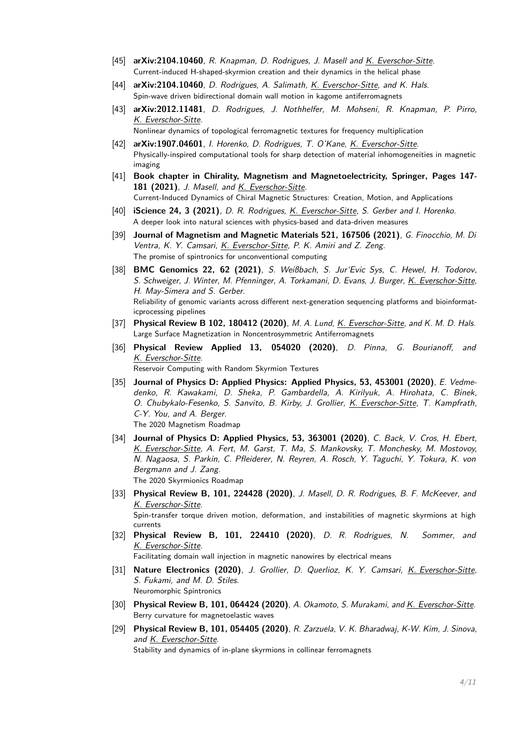[45] **arXiv:2104.10460**, *R. Knapman, D. Rodrigues, J. Masell and K. Everschor-Sitte.*
Current-induced H-shaped-skyrmion creation and their dynamics in the helical phase

[44] **arXiv:2104.10460**, *D. Rodrigues, A. Salimath, K. Everschor-Sitte, and K. Hals.*
Spin-wave driven bidirectional domain wall motion in kagome antiferromagnets

[43] **arXiv:2012.11481**, *D. Rodrigues, J. Nothhelfer, M. Mohseni, R. Knapman, P. Pirro, K. Everschor-Sitte.*
Nonlinear dynamics of topological ferromagnetic textures for frequency multiplication

[42] **arXiv:1907.04601**, *I. Horenko, D. Rodrigues, T. O'Kane, K. Everschor-Sitte.*
Physically-inspired computational tools for sharp detection of material inhomogeneities in magnetic imaging

[41] **Book chapter in Chirality, Magnetism and Magnetoelectricity, Springer, Pages 147-181 (2021)**, *J. Masell, and K. Everschor-Sitte.*
Current-Induced Dynamics of Chiral Magnetic Structures: Creation, Motion, and Applications

[40] **iScience 24, 3 (2021)**, *D. R. Rodrigues, K. Everschor-Sitte, S. Gerber and I. Horenko.*
A deeper look into natural sciences with physics-based and data-driven measures

[39] **Journal of Magnetism and Magnetic Materials 521, 167506 (2021)**, *G. Finocchio, M. Di Ventra, K. Y. Camsari, K. Everschor-Sitte, P. K. Amiri and Z. Zeng.*
The promise of spintronics for unconventional computing

[38] **BMC Genomics 22, 62 (2021)**, *S. Weißbach, S. Jur'Evic Sys, C. Hewel, H. Todorov, S. Schweiger, J. Winter, M. Pfenninger, A. Torkamani, D. Evans, J. Burger, K. Everschor-Sitte, H. May-Simera and S. Gerber.*
Reliability of genomic variants across different next-generation sequencing platforms and bioinformaticprocessing pipelines

[37] **Physical Review B 102, 180412 (2020)**, *M. A. Lund, K. Everschor-Sitte, and K. M. D. Hals.*
Large Surface Magnetization in Noncentrosymmetric Antiferromagnets

[36] **Physical Review Applied 13, 054020 (2020)**, *D. Pinna, G. Bourianoff, and K. Everschor-Sitte.*
Reservoir Computing with Random Skyrmion Textures

[35] **Journal of Physics D: Applied Physics: Applied Physics, 53, 453001 (2020)**, *E. Vedmedenko, R. Kawakami, D. Sheka, P. Gambardella, A. Kirilyuk, A. Hirohata, C. Binek, O. Chubykalo-Fesenko, S. Sanvito, B. Kirby, J. Grollier, K. Everschor-Sitte, T. Kampfrath, C-Y. You, and A. Berger.*
The 2020 Magnetism Roadmap

[34] **Journal of Physics D: Applied Physics, 53, 363001 (2020)**, *C. Back, V. Cros, H. Ebert, K. Everschor-Sitte, A. Fert, M. Garst, T. Ma, S. Mankovsky, T. Monchesky, M. Mostovoy, N. Nagaosa, S. Parkin, C. Pfleiderer, N. Reyren, A. Rosch, Y. Taguchi, Y. Tokura, K. von Bergmann and J. Zang.*
The 2020 Skyrmionics Roadmap

[33] **Physical Review B, 101, 224428 (2020)**, *J. Masell, D. R. Rodrigues, B. F. McKeever, and K. Everschor-Sitte.*
Spin-transfer torque driven motion, deformation, and instabilities of magnetic skyrmions at high currents

[32] **Physical Review B, 101, 224410 (2020)**, *D. R. Rodrigues, N. Sommer, and K. Everschor-Sitte.*
Facilitating domain wall injection in magnetic nanowires by electrical means

[31] **Nature Electronics (2020)**, *J. Grollier, D. Querlioz, K. Y. Camsari, K. Everschor-Sitte, S. Fukami, and M. D. Stiles.*
Neuromorphic Spintronics

[30] **Physical Review B, 101, 064424 (2020)**, *A. Okamoto, S. Murakami, and K. Everschor-Sitte.*
Berry curvature for magnetoelastic waves

[29] **Physical Review B, 101, 054405 (2020)**, *R. Zarzuela, V. K. Bharadwaj, K-W. Kim, J. Sinova, and K. Everschor-Sitte.*
Stability and dynamics of in-plane skyrmions in collinear ferromagnets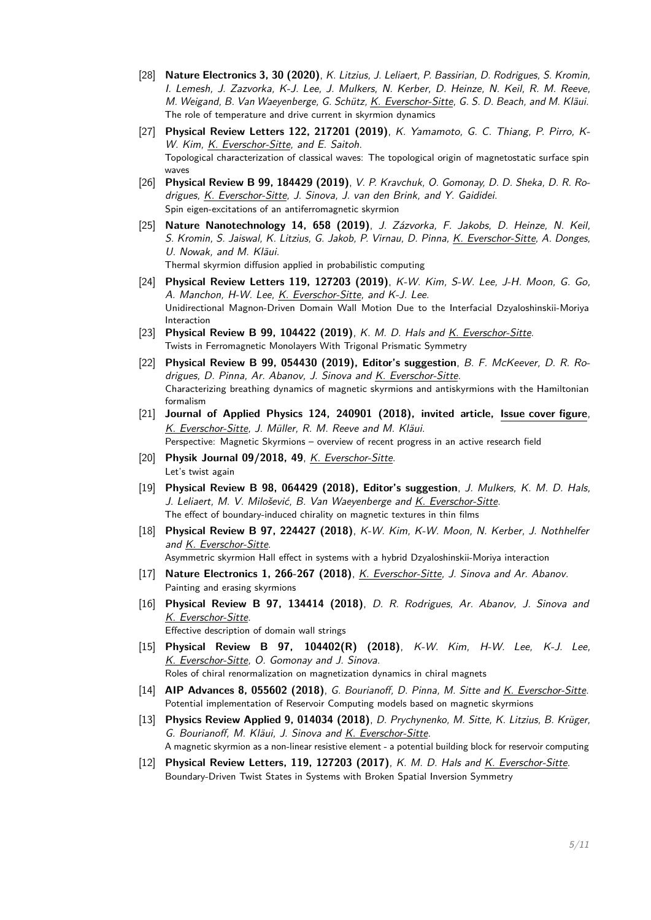[28] **Nature Electronics 3, 30 (2020)**, *K. Litzius, J. Leliaert, P. Bassirian, D. Rodrigues, S. Kromin, I. Lemesh, J. Zazvorka, K-J. Lee, J. Mulkers, N. Kerber, D. Heinze, N. Keil, R. M. Reeve, M. Weigand, B. Van Waeyenberge, G. Schütz, K. Everschor-Sitte, G. S. D. Beach, and M. Kläui.*
The role of temperature and drive current in skyrmion dynamics

[27] **Physical Review Letters 122, 217201 (2019)**, *K. Yamamoto, G. C. Thiang, P. Pirro, K-W. Kim, K. Everschor-Sitte, and E. Saitoh.*
Topological characterization of classical waves: The topological origin of magnetostatic surface spin waves

[26] **Physical Review B 99, 184429 (2019)**, *V. P. Kravchuk, O. Gomonay, D. D. Sheka, D. R. Rodrigues, K. Everschor-Sitte, J. Sinova, J. van den Brink, and Y. Gaididei.*
Spin eigen-excitations of an antiferromagnetic skyrmion

[25] **Nature Nanotechnology 14, 658 (2019)**, *J. Zázvorka, F. Jakobs, D. Heinze, N. Keil, S. Kromin, S. Jaiswal, K. Litzius, G. Jakob, P. Virnau, D. Pinna, K. Everschor-Sitte, A. Donges, U. Nowak, and M. Kläui.*
Thermal skyrmion diffusion applied in probabilistic computing

[24] **Physical Review Letters 119, 127203 (2019)**, *K-W. Kim, S-W. Lee, J-H. Moon, G. Go, A. Manchon, H-W. Lee, K. Everschor-Sitte, and K-J. Lee.*
Unidirectional Magnon-Driven Domain Wall Motion Due to the Interfacial Dzyaloshinskii-Moriya Interaction

[23] **Physical Review B 99, 104422 (2019)**, *K. M. D. Hals and K. Everschor-Sitte.*
Twists in Ferromagnetic Monolayers With Trigonal Prismatic Symmetry

[22] **Physical Review B 99, 054430 (2019), Editor's suggestion**, *B. F. McKeever, D. R. Rodrigues, D. Pinna, Ar. Abanov, J. Sinova and K. Everschor-Sitte.*
Characterizing breathing dynamics of magnetic skyrmions and antiskyrmions with the Hamiltonian formalism

[21] **Journal of Applied Physics 124, 240901 (2018), invited article, Issue cover figure**, *K. Everschor-Sitte, J. Müller, R. M. Reeve and M. Kläui.*
Perspective: Magnetic Skyrmions – overview of recent progress in an active research field

[20] **Physik Journal 09/2018, 49**, *K. Everschor-Sitte.*
Let's twist again

[19] **Physical Review B 98, 064429 (2018), Editor's suggestion**, *J. Mulkers, K. M. D. Hals, J. Leliaert, M. V. Milošević, B. Van Waeyenberge and K. Everschor-Sitte.*
The effect of boundary-induced chirality on magnetic textures in thin films

[18] **Physical Review B 97, 224427 (2018)**, *K-W. Kim, K-W. Moon, N. Kerber, J. Nothhelfer and K. Everschor-Sitte.*
Asymmetric skyrmion Hall effect in systems with a hybrid Dzyaloshinskii-Moriya interaction

[17] **Nature Electronics 1, 266-267 (2018)**, *K. Everschor-Sitte, J. Sinova and Ar. Abanov.*
Painting and erasing skyrmions

[16] **Physical Review B 97, 134414 (2018)**, *D. R. Rodrigues, Ar. Abanov, J. Sinova and K. Everschor-Sitte.*
Effective description of domain wall strings

[15] **Physical Review B 97, 104402(R) (2018)**, *K-W. Kim, H-W. Lee, K-J. Lee, K. Everschor-Sitte, O. Gomonay and J. Sinova.*
Roles of chiral renormalization on magnetization dynamics in chiral magnets

[14] **AIP Advances 8, 055602 (2018)**, *G. Bourianoff, D. Pinna, M. Sitte and K. Everschor-Sitte.*
Potential implementation of Reservoir Computing models based on magnetic skyrmions

[13] **Physics Review Applied 9, 014034 (2018)**, *D. Prychynenko, M. Sitte, K. Litzius, B. Krüger, G. Bourianoff, M. Kläui, J. Sinova and K. Everschor-Sitte.*
A magnetic skyrmion as a non-linear resistive element - a potential building block for reservoir computing

[12] **Physical Review Letters, 119, 127203 (2017)**, *K. M. D. Hals and K. Everschor-Sitte.*
Boundary-Driven Twist States in Systems with Broken Spatial Inversion Symmetry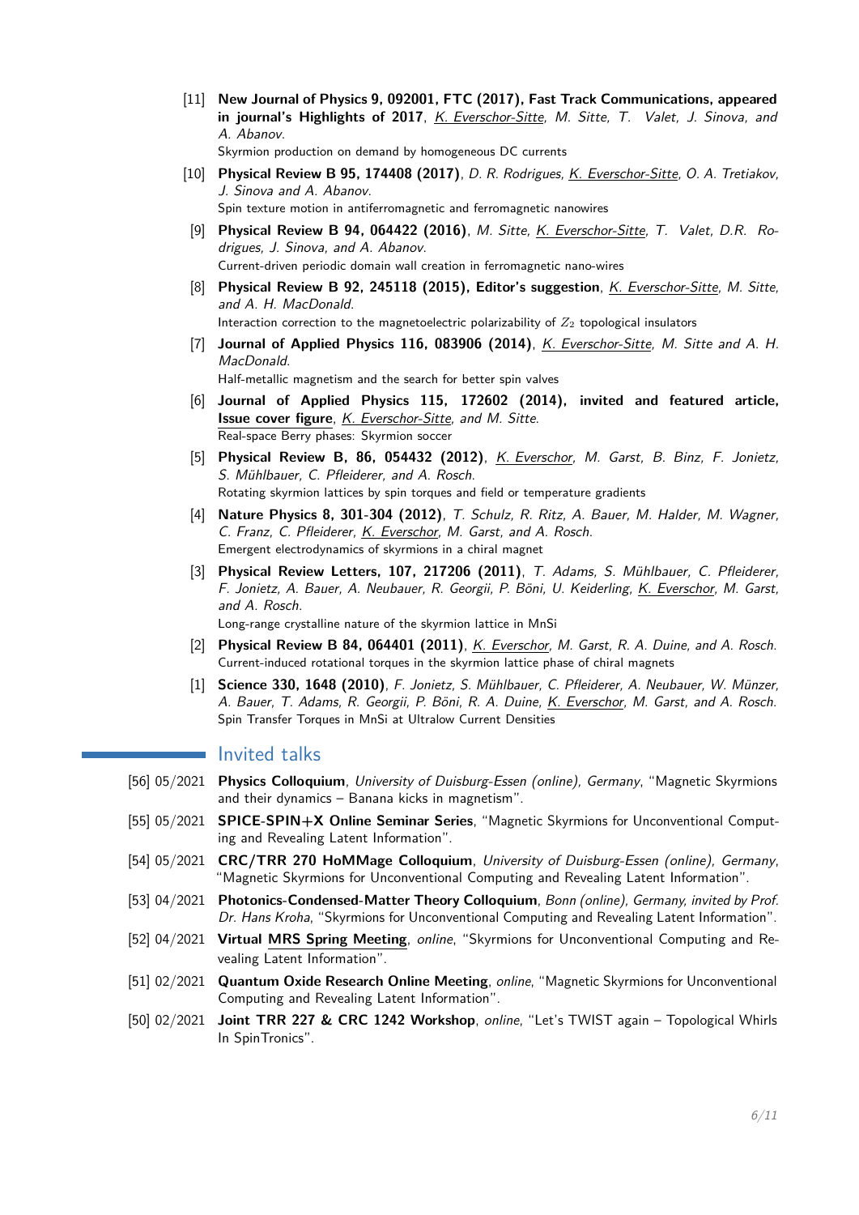[11] **New Journal of Physics 9, 092001, FTC (2017), Fast Track Communications, appeared in journal's Highlights of 2017**, *K. Everschor-Sitte, M. Sitte, T. Valet, J. Sinova, and A. Abanov.*
Skyrmion production on demand by homogeneous DC currents

[10] **Physical Review B 95, 174408 (2017)**, *D. R. Rodrigues, K. Everschor-Sitte, O. A. Tretiakov, J. Sinova and A. Abanov.*
Spin texture motion in antiferromagnetic and ferromagnetic nanowires

[9] **Physical Review B 94, 064422 (2016)**, *M. Sitte, K. Everschor-Sitte, T. Valet, D.R. Rodrigues, J. Sinova, and A. Abanov.*
Current-driven periodic domain wall creation in ferromagnetic nano-wires

[8] **Physical Review B 92, 245118 (2015), Editor's suggestion**, *K. Everschor-Sitte, M. Sitte, and A. H. MacDonald.*
Interaction correction to the magnetoelectric polarizability of $Z_2$ topological insulators

[7] **Journal of Applied Physics 116, 083906 (2014)**, *K. Everschor-Sitte, M. Sitte and A. H. MacDonald.*
Half-metallic magnetism and the search for better spin valves

[6] **Journal of Applied Physics 115, 172602 (2014), invited and featured article, Issue cover figure**, *K. Everschor-Sitte, and M. Sitte.*
Real-space Berry phases: Skyrmion soccer

[5] **Physical Review B, 86, 054432 (2012)**, *K. Everschor, M. Garst, B. Binz, F. Jonietz, S. Mühlbauer, C. Pfleiderer, and A. Rosch.*
Rotating skyrmion lattices by spin torques and field or temperature gradients

[4] **Nature Physics 8, 301-304 (2012)**, *T. Schulz, R. Ritz, A. Bauer, M. Halder, M. Wagner, C. Franz, C. Pfleiderer, K. Everschor, M. Garst, and A. Rosch.*
Emergent electrodynamics of skyrmions in a chiral magnet

[3] **Physical Review Letters, 107, 217206 (2011)**, *T. Adams, S. Mühlbauer, C. Pfleiderer, F. Jonietz, A. Bauer, A. Neubauer, R. Georgii, P. Böni, U. Keiderling, K. Everschor, M. Garst, and A. Rosch.*
Long-range crystalline nature of the skyrmion lattice in MnSi

[2] **Physical Review B 84, 064401 (2011)**, *K. Everschor, M. Garst, R. A. Duine, and A. Rosch.*
Current-induced rotational torques in the skyrmion lattice phase of chiral magnets

[1] **Science 330, 1648 (2010)**, *F. Jonietz, S. Mühlbauer, C. Pfleiderer, A. Neubauer, W. Münzer, A. Bauer, T. Adams, R. Georgii, P. Böni, R. A. Duine, K. Everschor, M. Garst, and A. Rosch.*
Spin Transfer Torques in MnSi at Ultralow Current Densities

## Invited talks

[56] 05/2021 **Physics Colloquium**, *University of Duisburg-Essen (online), Germany*, "Magnetic Skyrmions and their dynamics – Banana kicks in magnetism".

[55] 05/2021 **SPICE-SPIN+X Online Seminar Series**, "Magnetic Skyrmions for Unconventional Computing and Revealing Latent Information".

[54] 05/2021 **CRC/TRR 270 HoMMage Colloquium**, *University of Duisburg-Essen (online), Germany*, "Magnetic Skyrmions for Unconventional Computing and Revealing Latent Information".

[53] 04/2021 **Photonics-Condensed-Matter Theory Colloquium**, *Bonn (online), Germany, invited by Prof. Dr. Hans Kroha*, "Skyrmions for Unconventional Computing and Revealing Latent Information".

[52] 04/2021 **Virtual MRS Spring Meeting**, *online*, "Skyrmions for Unconventional Computing and Revealing Latent Information".

[51] 02/2021 **Quantum Oxide Research Online Meeting**, *online*, "Magnetic Skyrmions for Unconventional Computing and Revealing Latent Information".

[50] 02/2021 **Joint TRR 227 & CRC 1242 Workshop**, *online*, "Let's TWIST again – Topological Whirls In SpinTronics".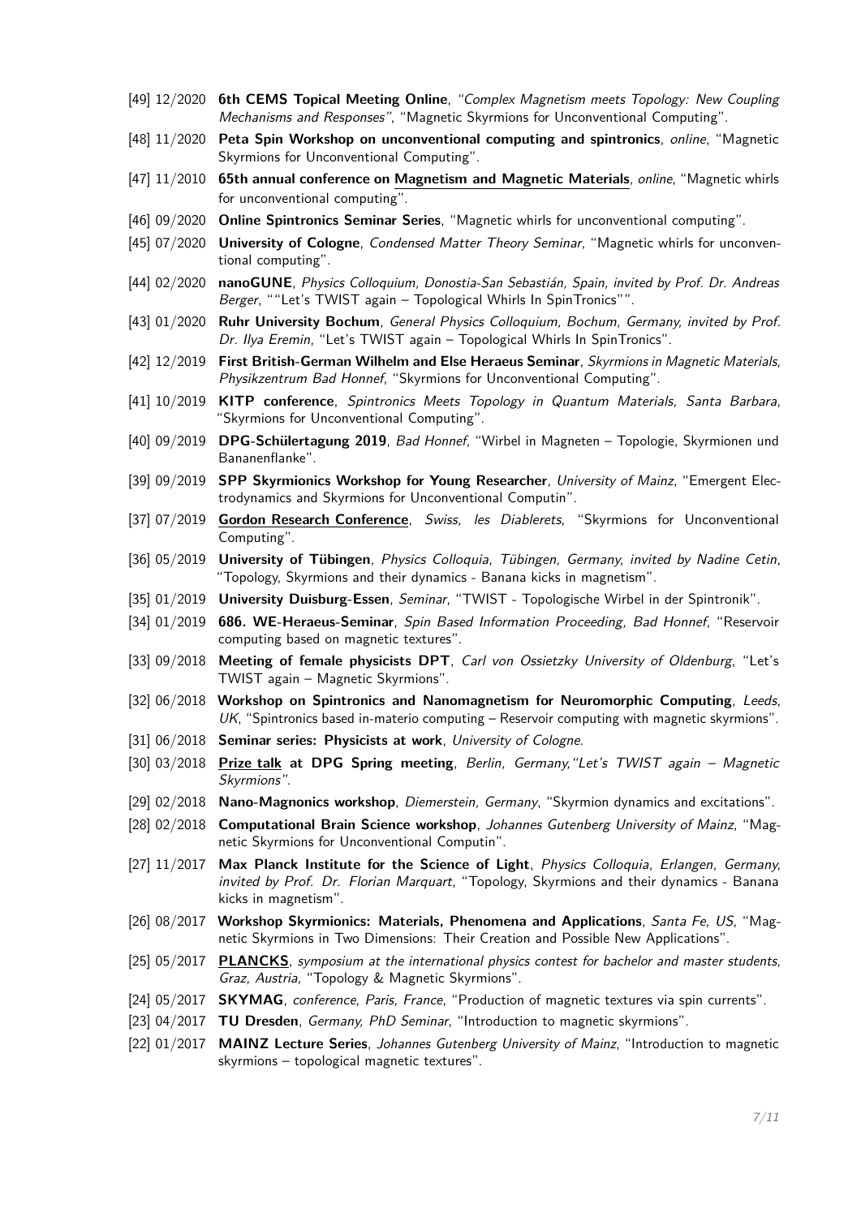- [49] 12/2020 **6th CEMS Topical Meeting Online**, *"Complex Magnetism meets Topology: New Coupling Mechanisms and Responses"*, "Magnetic Skyrmions for Unconventional Computing".
- [48] 11/2020 **Peta Spin Workshop on unconventional computing and spintronics**, *online*, "Magnetic Skyrmions for Unconventional Computing".
- [47] 11/2010 **65th annual conference on Magnetism and Magnetic Materials**, *online*, "Magnetic whirls for unconventional computing".
- [46] 09/2020 **Online Spintronics Seminar Series**, "Magnetic whirls for unconventional computing".
- [45] 07/2020 **University of Cologne**, *Condensed Matter Theory Seminar*, "Magnetic whirls for unconventional computing".
- [44] 02/2020 **nanoGUNE**, *Physics Colloquium, Donostia-San Sebastián, Spain, invited by Prof. Dr. Andreas Berger*, ""Let's TWIST again – Topological Whirls In SpinTronics"".
- [43] 01/2020 **Ruhr University Bochum**, *General Physics Colloquium, Bochum, Germany, invited by Prof. Dr. Ilya Eremin*, "Let's TWIST again – Topological Whirls In SpinTronics".
- [42] 12/2019 **First British-German Wilhelm and Else Heraeus Seminar**, *Skyrmions in Magnetic Materials, Physikzentrum Bad Honnef*, "Skyrmions for Unconventional Computing".
- [41] 10/2019 **KITP conference**, *Spintronics Meets Topology in Quantum Materials, Santa Barbara*, "Skyrmions for Unconventional Computing".
- [40] 09/2019 **DPG-Schülertagung 2019**, *Bad Honnef*, "Wirbel in Magneten – Topologie, Skyrmionen und Bananenflanke".
- [39] 09/2019 **SPP Skyrmionics Workshop for Young Researcher**, *University of Mainz*, "Emergent Electrodynamics and Skyrmions for Unconventional Computin".
- [37] 07/2019 **Gordon Research Conference**, *Swiss, les Diablerets*, "Skyrmions for Unconventional Computing".
- [36] 05/2019 **University of Tübingen**, *Physics Colloquia, Tübingen, Germany, invited by Nadine Cetin*, "Topology, Skyrmions and their dynamics - Banana kicks in magnetism".
- [35] 01/2019 **University Duisburg-Essen**, *Seminar*, "TWIST - Topologische Wirbel in der Spintronik".
- [34] 01/2019 **686. WE-Heraeus-Seminar**, *Spin Based Information Proceeding, Bad Honnef*, "Reservoir computing based on magnetic textures".
- [33] 09/2018 **Meeting of female physicists DPT**, *Carl von Ossietzky University of Oldenburg*, "Let's TWIST again – Magnetic Skyrmions".
- [32] 06/2018 **Workshop on Spintronics and Nanomagnetism for Neuromorphic Computing**, *Leeds, UK*, "Spintronics based in-materio computing – Reservoir computing with magnetic skyrmions".
- [31] 06/2018 **Seminar series: Physicists at work**, *University of Cologne*.
- [30] 03/2018 **Prize talk at DPG Spring meeting**, *Berlin, Germany,"Let's TWIST again – Magnetic Skyrmions"*.
- [29] 02/2018 **Nano-Magnonics workshop**, *Diemerstein, Germany*, "Skyrmion dynamics and excitations".
- [28] 02/2018 **Computational Brain Science workshop**, *Johannes Gutenberg University of Mainz*, "Magnetic Skyrmions for Unconventional Computin".
- [27] 11/2017 **Max Planck Institute for the Science of Light**, *Physics Colloquia, Erlangen, Germany, invited by Prof. Dr. Florian Marquart*, "Topology, Skyrmions and their dynamics - Banana kicks in magnetism".
- [26] 08/2017 **Workshop Skyrmionics: Materials, Phenomena and Applications**, *Santa Fe, US*, "Magnetic Skyrmions in Two Dimensions: Their Creation and Possible New Applications".
- [25] 05/2017 **PLANCKS**, *symposium at the international physics contest for bachelor and master students, Graz, Austria*, "Topology & Magnetic Skyrmions".
- [24] 05/2017 **SKYMAG**, *conference, Paris, France*, "Production of magnetic textures via spin currents".
- [23] 04/2017 **TU Dresden**, *Germany, PhD Seminar*, "Introduction to magnetic skyrmions".
- [22] 01/2017 **MAINZ Lecture Series**, *Johannes Gutenberg University of Mainz*, "Introduction to magnetic skyrmions – topological magnetic textures".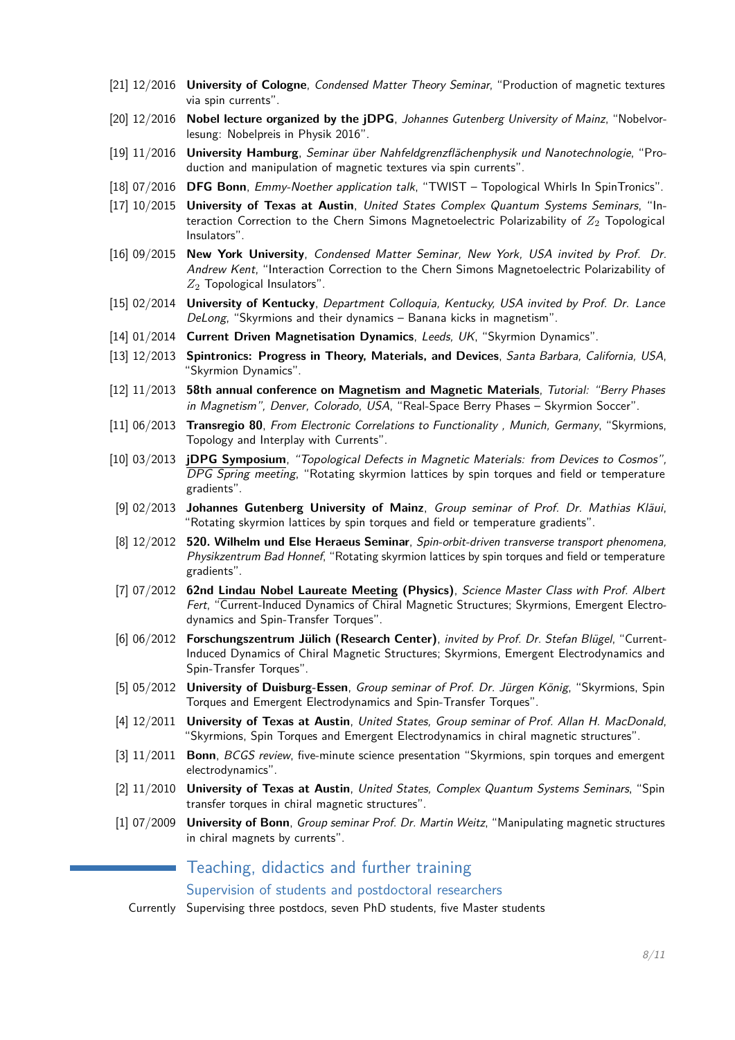[21] 12/2016 **University of Cologne**, *Condensed Matter Theory Seminar*, "Production of magnetic textures via spin currents".

[20] 12/2016 **Nobel lecture organized by the jDPG**, *Johannes Gutenberg University of Mainz*, "Nobelvorlesung: Nobelpreis in Physik 2016".

[19] 11/2016 **University Hamburg**, *Seminar über Nahfeldgrenzflächenphysik und Nanotechnologie*, "Production and manipulation of magnetic textures via spin currents".

[18] 07/2016 **DFG Bonn**, *Emmy-Noether application talk*, "TWIST – Topological Whirls In SpinTronics".

[17] 10/2015 **University of Texas at Austin**, *United States Complex Quantum Systems Seminars*, "Interaction Correction to the Chern Simons Magnetoelectric Polarizability of $Z_2$ Topological Insulators".

[16] 09/2015 **New York University**, *Condensed Matter Seminar, New York, USA invited by Prof. Dr. Andrew Kent*, "Interaction Correction to the Chern Simons Magnetoelectric Polarizability of $Z_2$ Topological Insulators".

[15] 02/2014 **University of Kentucky**, *Department Colloquia, Kentucky, USA invited by Prof. Dr. Lance DeLong*, "Skyrmions and their dynamics – Banana kicks in magnetism".

[14] 01/2014 **Current Driven Magnetisation Dynamics**, *Leeds, UK*, "Skyrmion Dynamics".

[13] 12/2013 **Spintronics: Progress in Theory, Materials, and Devices**, *Santa Barbara, California, USA*, "Skyrmion Dynamics".

[12] 11/2013 **58th annual conference on Magnetism and Magnetic Materials**, *Tutorial: "Berry Phases in Magnetism", Denver, Colorado, USA*, "Real-Space Berry Phases – Skyrmion Soccer".

[11] 06/2013 **Transregio 80**, *From Electronic Correlations to Functionality , Munich, Germany*, "Skyrmions, Topology and Interplay with Currents".

[10] 03/2013 **jDPG Symposium**, *"Topological Defects in Magnetic Materials: from Devices to Cosmos", DPG Spring meeting*, "Rotating skyrmion lattices by spin torques and field or temperature gradients".

[9] 02/2013 **Johannes Gutenberg University of Mainz**, *Group seminar of Prof. Dr. Mathias Kläui*, "Rotating skyrmion lattices by spin torques and field or temperature gradients".

[8] 12/2012 **520. Wilhelm und Else Heraeus Seminar**, *Spin-orbit-driven transverse transport phenomena, Physikzentrum Bad Honnef*, "Rotating skyrmion lattices by spin torques and field or temperature gradients".

[7] 07/2012 **62nd Lindau Nobel Laureate Meeting (Physics)**, *Science Master Class with Prof. Albert Fert*, "Current-Induced Dynamics of Chiral Magnetic Structures; Skyrmions, Emergent Electrodynamics and Spin-Transfer Torques".

[6] 06/2012 **Forschungszentrum Jülich (Research Center)**, *invited by Prof. Dr. Stefan Blügel*, "Current-Induced Dynamics of Chiral Magnetic Structures; Skyrmions, Emergent Electrodynamics and Spin-Transfer Torques".

[5] 05/2012 **University of Duisburg-Essen**, *Group seminar of Prof. Dr. Jürgen König*, "Skyrmions, Spin Torques and Emergent Electrodynamics and Spin-Transfer Torques".

[4] 12/2011 **University of Texas at Austin**, *United States, Group seminar of Prof. Allan H. MacDonald*, "Skyrmions, Spin Torques and Emergent Electrodynamics in chiral magnetic structures".

[3] 11/2011 **Bonn**, *BCGS review*, five-minute science presentation "Skyrmions, spin torques and emergent electrodynamics".

[2] 11/2010 **University of Texas at Austin**, *United States, Complex Quantum Systems Seminars*, "Spin transfer torques in chiral magnetic structures".

[1] 07/2009 **University of Bonn**, *Group seminar Prof. Dr. Martin Weitz*, "Manipulating magnetic structures in chiral magnets by currents".

## Teaching, didactics and further training

### Supervision of students and postdoctoral researchers

Currently Supervising three postdocs, seven PhD students, five Master students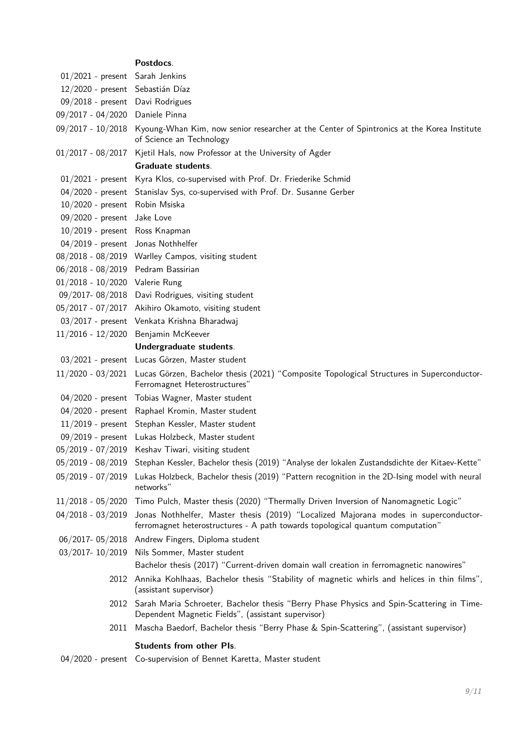**Postdocs**.

| | |
|---|---|
| 01/2021 - present | Sarah Jenkins |
| 12/2020 - present | Sebastián Díaz |
| 09/2018 - present | Davi Rodrigues |
| 09/2017 - 04/2020 | Daniele Pinna |
| 09/2017 - 10/2018 | Kyoung-Whan Kim, now senior researcher at the Center of Spintronics at the Korea Institute of Science an Technology |
| 01/2017 - 08/2017 | Kjetil Hals, now Professor at the University of Agder |

**Graduate students**.

| | |
|---|---|
| 01/2021 - present | Kyra Klos, co-supervised with Prof. Dr. Friederike Schmid |
| 04/2020 - present | Stanislav Sys, co-supervised with Prof. Dr. Susanne Gerber |
| 10/2020 - present | Robin Msiska |
| 09/2020 - present | Jake Love |
| 10/2019 - present | Ross Knapman |
| 04/2019 - present | Jonas Nothhelfer |
| 08/2018 - 08/2019 | Warlley Campos, visiting student |
| 06/2018 - 08/2019 | Pedram Bassirian |
| 01/2018 - 10/2020 | Valerie Rung |
| 09/2017- 08/2018 | Davi Rodrigues, visiting student |
| 05/2017 - 07/2017 | Akihiro Okamoto, visiting student |
| 03/2017 - present | Venkata Krishna Bharadwaj |
| 11/2016 - 12/2020 | Benjamin McKeever |

**Undergraduate students**.

| | |
|---|---|
| 03/2021 - present | Lucas Görzen, Master student |
| 11/2020 - 03/2021 | Lucas Görzen, Bachelor thesis (2021) "Composite Topological Structures in Superconductor-Ferromagnet Heterostructures" |
| 04/2020 - present | Tobias Wagner, Master student |
| 04/2020 - present | Raphael Kromin, Master student |
| 11/2019 - present | Stephan Kessler, Master student |
| 09/2019 - present | Lukas Holzbeck, Master student |
| 05/2019 - 07/2019 | Keshav Tiwari, visiting student |
| 05/2019 - 08/2019 | Stephan Kessler, Bachelor thesis (2019) "Analyse der lokalen Zustandsdichte der Kitaev-Kette" |
| 05/2019 - 07/2019 | Lukas Holzbeck, Bachelor thesis (2019) "Pattern recognition in the 2D-Ising model with neural networks" |
| 11/2018 - 05/2020 | Timo Pulch, Master thesis (2020) "Thermally Driven Inversion of Nanomagnetic Logic" |
| 04/2018 - 03/2019 | Jonas Nothhelfer, Master thesis (2019) "Localized Majorana modes in superconductor-ferromagnet heterostructures - A path towards topological quantum computation" |
| 06/2017- 05/2018 | Andrew Fingers, Diploma student |
| 03/2017- 10/2019 | Nils Sommer, Master student<br>Bachelor thesis (2017) "Current-driven domain wall creation in ferromagnetic nanowires" |
| 2012 | Annika Kohlhaas, Bachelor thesis "Stability of magnetic whirls and helices in thin films", (assistant supervisor) |
| 2012 | Sarah Maria Schroeter, Bachelor thesis "Berry Phase Physics and Spin-Scattering in Time-Dependent Magnetic Fields", (assistant supervisor) |
| 2011 | Mascha Baedorf, Bachelor thesis "Berry Phase & Spin-Scattering", (assistant supervisor) |

**Students from other PIs**.

| | |
|---|---|
| 04/2020 - present | Co-supervision of Bennet Karetta, Master student |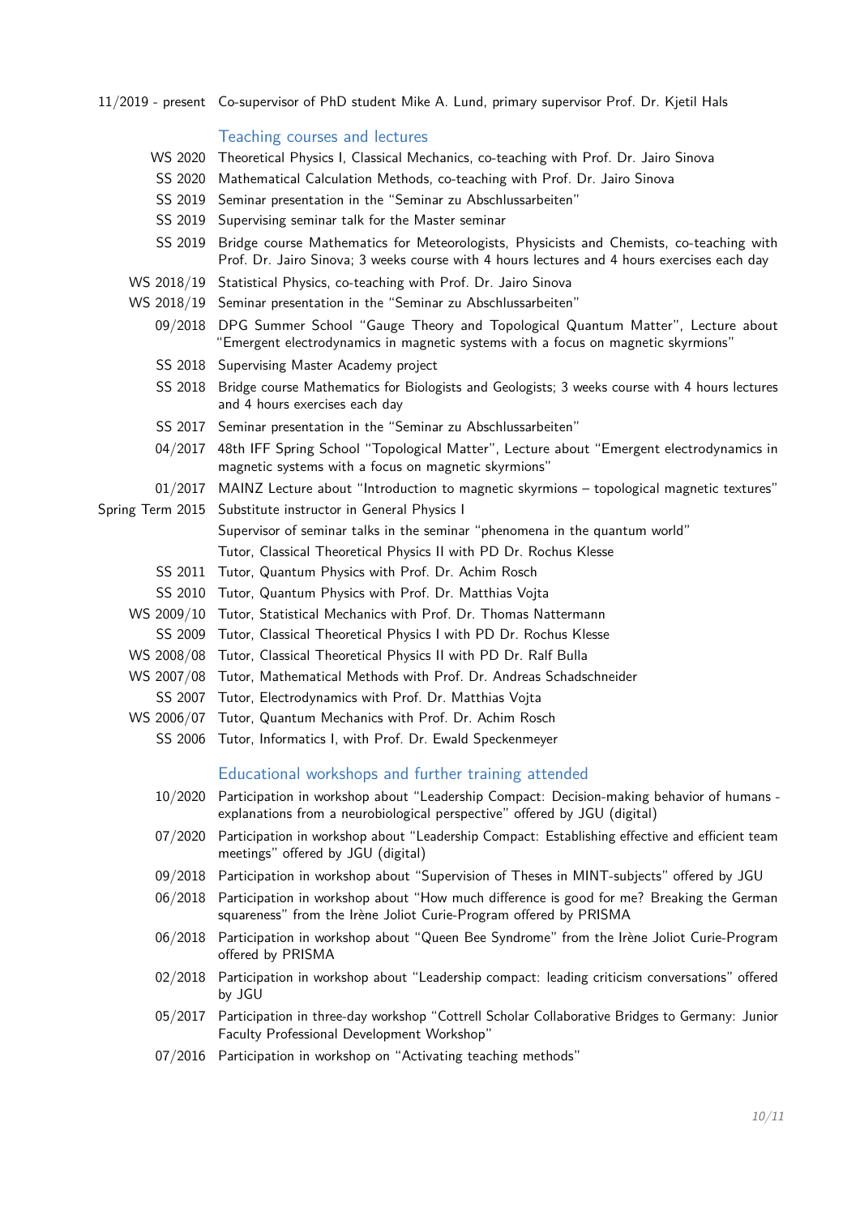11/2019 - present Co-supervisor of PhD student Mike A. Lund, primary supervisor Prof. Dr. Kjetil Hals

## Teaching courses and lectures

- WS 2020 Theoretical Physics I, Classical Mechanics, co-teaching with Prof. Dr. Jairo Sinova
- SS 2020 Mathematical Calculation Methods, co-teaching with Prof. Dr. Jairo Sinova
- SS 2019 Seminar presentation in the "Seminar zu Abschlussarbeiten"
- SS 2019 Supervising seminar talk for the Master seminar
- SS 2019 Bridge course Mathematics for Meteorologists, Physicists and Chemists, co-teaching with Prof. Dr. Jairo Sinova; 3 weeks course with 4 hours lectures and 4 hours exercises each day
- WS 2018/19 Statistical Physics, co-teaching with Prof. Dr. Jairo Sinova
- WS 2018/19 Seminar presentation in the "Seminar zu Abschlussarbeiten"
- 09/2018 DPG Summer School "Gauge Theory and Topological Quantum Matter", Lecture about "Emergent electrodynamics in magnetic systems with a focus on magnetic skyrmions"
- SS 2018 Supervising Master Academy project
- SS 2018 Bridge course Mathematics for Biologists and Geologists; 3 weeks course with 4 hours lectures and 4 hours exercises each day
- SS 2017 Seminar presentation in the "Seminar zu Abschlussarbeiten"
- 04/2017 48th IFF Spring School "Topological Matter", Lecture about "Emergent electrodynamics in magnetic systems with a focus on magnetic skyrmions"
- 01/2017 MAINZ Lecture about "Introduction to magnetic skyrmions – topological magnetic textures"
- Spring Term 2015 Substitute instructor in General Physics I
- Supervisor of seminar talks in the seminar "phenomena in the quantum world"
- Tutor, Classical Theoretical Physics II with PD Dr. Rochus Klesse
- SS 2011 Tutor, Quantum Physics with Prof. Dr. Achim Rosch
- SS 2010 Tutor, Quantum Physics with Prof. Dr. Matthias Vojta
- WS 2009/10 Tutor, Statistical Mechanics with Prof. Dr. Thomas Nattermann
- SS 2009 Tutor, Classical Theoretical Physics I with PD Dr. Rochus Klesse
- WS 2008/08 Tutor, Classical Theoretical Physics II with PD Dr. Ralf Bulla
- WS 2007/08 Tutor, Mathematical Methods with Prof. Dr. Andreas Schadschneider
- SS 2007 Tutor, Electrodynamics with Prof. Dr. Matthias Vojta
- WS 2006/07 Tutor, Quantum Mechanics with Prof. Dr. Achim Rosch
- SS 2006 Tutor, Informatics I, with Prof. Dr. Ewald Speckenmeyer

## Educational workshops and further training attended

- 10/2020 Participation in workshop about "Leadership Compact: Decision-making behavior of humans - explanations from a neurobiological perspective" offered by JGU (digital)
- 07/2020 Participation in workshop about "Leadership Compact: Establishing effective and efficient team meetings" offered by JGU (digital)
- 09/2018 Participation in workshop about "Supervision of Theses in MINT-subjects" offered by JGU
- 06/2018 Participation in workshop about "How much difference is good for me? Breaking the German squareness" from the Irène Joliot Curie-Program offered by PRISMA
- 06/2018 Participation in workshop about "Queen Bee Syndrome" from the Irène Joliot Curie-Program offered by PRISMA
- 02/2018 Participation in workshop about "Leadership compact: leading criticism conversations" offered by JGU
- 05/2017 Participation in three-day workshop "Cottrell Scholar Collaborative Bridges to Germany: Junior Faculty Professional Development Workshop"
- 07/2016 Participation in workshop on "Activating teaching methods"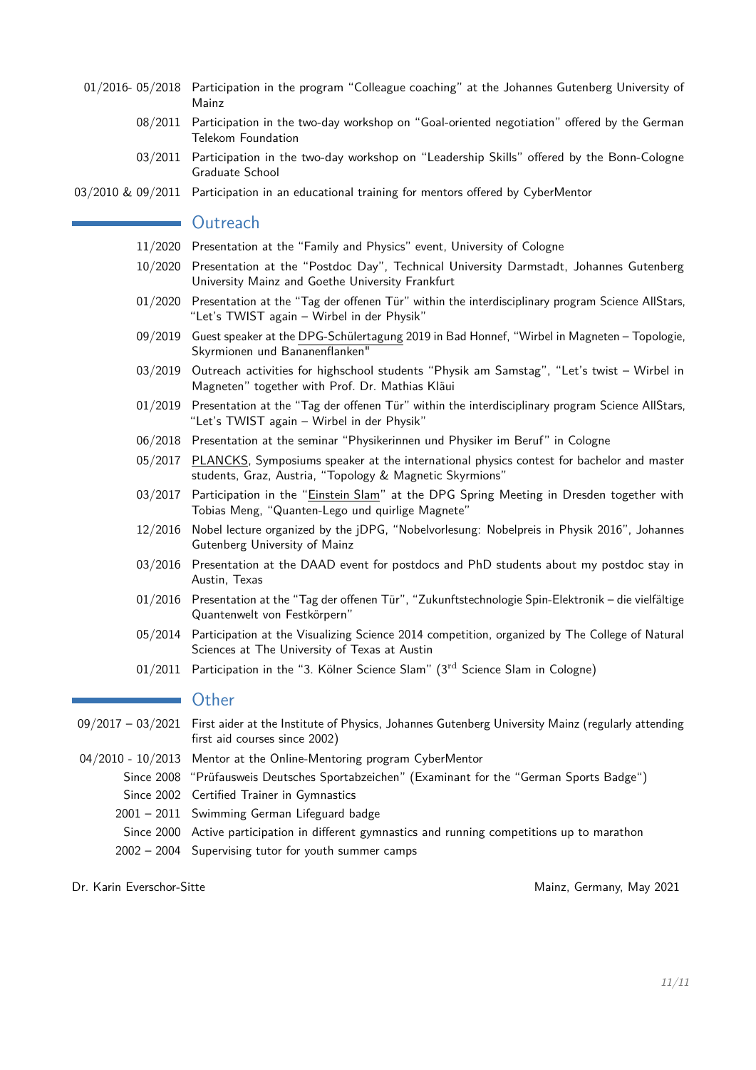01/2016- 05/2018 Participation in the program "Colleague coaching" at the Johannes Gutenberg University of Mainz

08/2011 Participation in the two-day workshop on "Goal-oriented negotiation" offered by the German Telekom Foundation

03/2011 Participation in the two-day workshop on "Leadership Skills" offered by the Bonn-Cologne Graduate School

03/2010 & 09/2011 Participation in an educational training for mentors offered by CyberMentor

## Outreach

11/2020 Presentation at the "Family and Physics" event, University of Cologne

10/2020 Presentation at the "Postdoc Day", Technical University Darmstadt, Johannes Gutenberg University Mainz and Goethe University Frankfurt

01/2020 Presentation at the "Tag der offenen Tür" within the interdisciplinary program Science AllStars, "Let's TWIST again – Wirbel in der Physik"

09/2019 Guest speaker at the DPG-Schülertagung 2019 in Bad Honnef, "Wirbel in Magneten – Topologie, Skyrmionen und Bananenflanken"

03/2019 Outreach activities for highschool students "Physik am Samstag", "Let's twist – Wirbel in Magneten" together with Prof. Dr. Mathias Kläui

01/2019 Presentation at the "Tag der offenen Tür" within the interdisciplinary program Science AllStars, "Let's TWIST again – Wirbel in der Physik"

06/2018 Presentation at the seminar "Physikerinnen und Physiker im Beruf" in Cologne

05/2017 PLANCKS, Symposiums speaker at the international physics contest for bachelor and master students, Graz, Austria, "Topology & Magnetic Skyrmions"

03/2017 Participation in the "Einstein Slam" at the DPG Spring Meeting in Dresden together with Tobias Meng, "Quanten-Lego und quirlige Magnete"

12/2016 Nobel lecture organized by the jDPG, "Nobelvorlesung: Nobelpreis in Physik 2016", Johannes Gutenberg University of Mainz

03/2016 Presentation at the DAAD event for postdocs and PhD students about my postdoc stay in Austin, Texas

01/2016 Presentation at the "Tag der offenen Tür", "Zukunftstechnologie Spin-Elektronik – die vielfältige Quantenwelt von Festkörpern"

05/2014 Participation at the Visualizing Science 2014 competition, organized by The College of Natural Sciences at The University of Texas at Austin

01/2011 Participation in the "3. Kölner Science Slam" (3rd Science Slam in Cologne)

## Other

09/2017 – 03/2021 First aider at the Institute of Physics, Johannes Gutenberg University Mainz (regularly attending first aid courses since 2002)

04/2010 - 10/2013 Mentor at the Online-Mentoring program CyberMentor

Since 2008 "Prüfausweis Deutsches Sportabzeichen" (Examinant for the "German Sports Badge")

Since 2002 Certified Trainer in Gymnastics

2001 – 2011 Swimming German Lifeguard badge

Since 2000 Active participation in different gymnastics and running competitions up to marathon

2002 – 2004 Supervising tutor for youth summer camps

Dr. Karin Everschor-Sitte — Mainz, Germany, May 2021